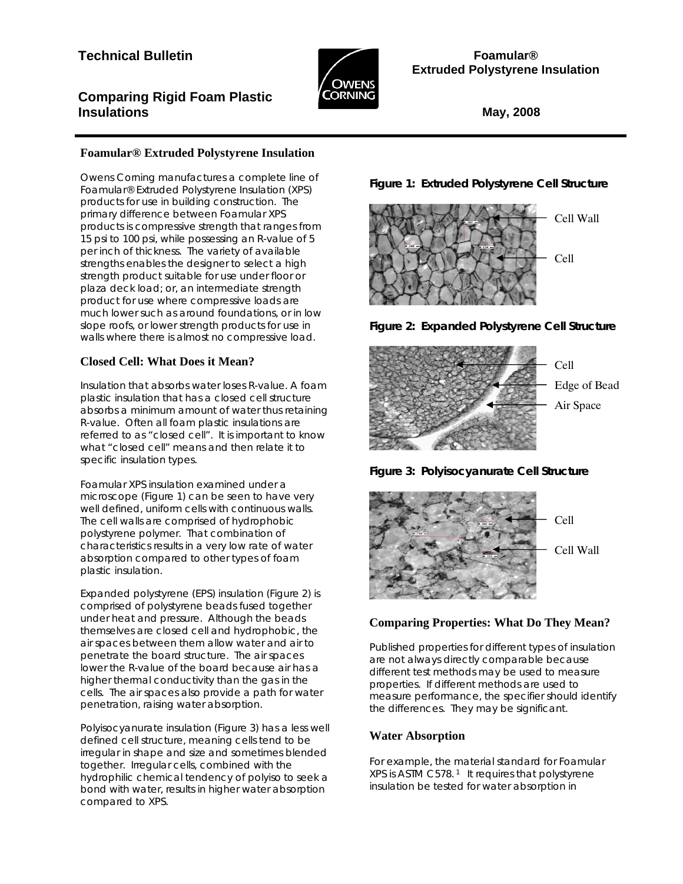**Technical Bulletin**

**Foamular®**
**Extruded Polystyrene Insulation**

**Comparing Rigid Foam Plastic Insulations**

**May, 2008**

## Foamular® Extruded Polystyrene Insulation

Owens Corning manufactures a complete line of Foamular® Extruded Polystyrene Insulation (XPS) products for use in building construction. The primary difference between Foamular XPS products is compressive strength that ranges from 15 psi to 100 psi, while possessing an R-value of 5 per inch of thickness. The variety of available strengths enables the designer to select a high strength product suitable for use under floor or plaza deck load; or, an intermediate strength product for use where compressive loads are much lower such as around foundations, or in low slope roofs, or lower strength products for use in walls where there is almost no compressive load.

## Closed Cell: What Does it Mean?

Insulation that absorbs water loses R-value. A foam plastic insulation that has a closed cell structure absorbs a minimum amount of water thus retaining R-value. Often all foam plastic insulations are referred to as "closed cell". It is important to know what "closed cell" means and then relate it to specific insulation types.

Foamular XPS insulation examined under a microscope (Figure 1) can be seen to have very well defined, uniform cells with continuous walls. The cell walls are comprised of hydrophobic polystyrene polymer. That combination of characteristics results in a very low rate of water absorption compared to other types of foam plastic insulation.

Expanded polystyrene (EPS) insulation (Figure 2) is comprised of polystyrene beads fused together under heat and pressure. Although the beads themselves are closed cell and hydrophobic, the air spaces between them allow water and air to penetrate the board structure. The air spaces lower the R-value of the board because air has a higher thermal conductivity than the gas in the cells. The air spaces also provide a path for water penetration, raising water absorption.

Polyisocyanurate insulation (Figure 3) has a less well defined cell structure, meaning cells tend to be irregular in shape and size and sometimes blended together. Irregular cells, combined with the hydrophilic chemical tendency of polyiso to seek a bond with water, results in higher water absorption compared to XPS.

**Figure 1: Extruded Polystyrene Cell Structure**

Cell Wall
Cell

**Figure 2: Expanded Polystyrene Cell Structure**

Cell
Edge of Bead
Air Space

**Figure 3: Polyisocyanurate Cell Structure**

Cell
Cell Wall

## Comparing Properties: What Do They Mean?

Published properties for different types of insulation are not always directly comparable because different test methods may be used to measure properties. If different methods are used to measure performance, the specifier should identify the differences. They may be significant.

## Water Absorption

For example, the material standard for Foamular XPS is ASTM C578. [1] It requires that polystyrene insulation be tested for water absorption in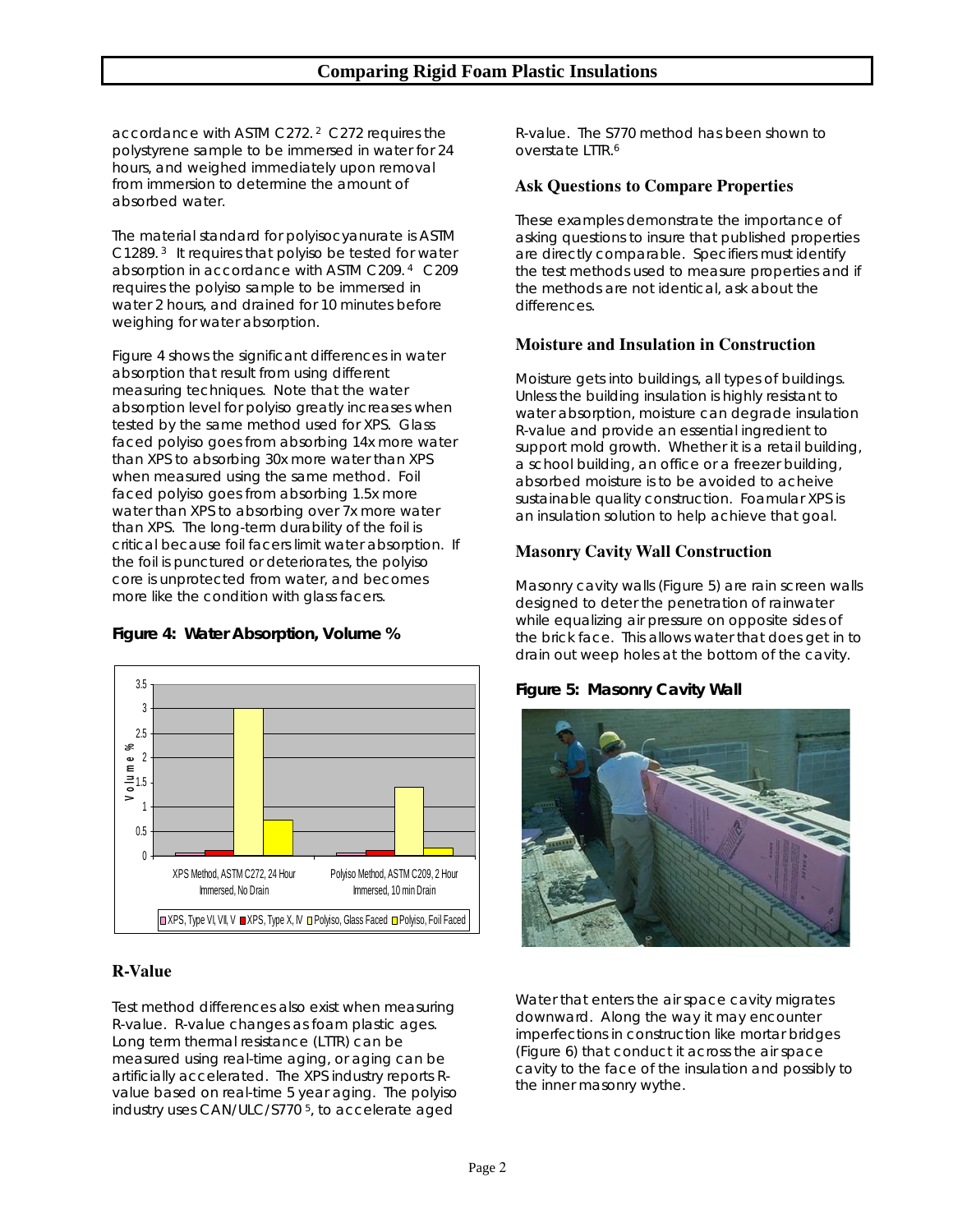accordance with ASTM C272.[2] C272 requires the polystyrene sample to be immersed in water for 24 hours, and weighed immediately upon removal from immersion to determine the amount of absorbed water.

The material standard for polyisocyanurate is ASTM C1289.[3] It requires that polyiso be tested for water absorption in accordance with ASTM C209.[4] C209 requires the polyiso sample to be immersed in water 2 hours, and drained for 10 minutes before weighing for water absorption.

Figure 4 shows the significant differences in water absorption that result from using different measuring techniques. Note that the water absorption level for polyiso greatly increases when tested by the same method used for XPS. Glass faced polyiso goes from absorbing 14x more water than XPS to absorbing 30x more water than XPS when measured using the same method. Foil faced polyiso goes from absorbing 1.5x more water than XPS to absorbing over 7x more water than XPS. The long-term durability of the foil is critical because foil facers limit water absorption. If the foil is punctured or deteriorates, the polyiso core is unprotected from water, and becomes more like the condition with glass facers.

**Figure 4: Water Absorption, Volume %**

## R-Value

Test method differences also exist when measuring R-value. R-value changes as foam plastic ages. Long term thermal resistance (LTTR) can be measured using real-time aging, or aging can be artificially accelerated. The XPS industry reports R-value based on real-time 5 year aging. The polyiso industry uses CAN/ULC/S770[5], to accelerate aged R-value. The S770 method has been shown to overstate LTTR.[6]

## Ask Questions to Compare Properties

These examples demonstrate the importance of asking questions to insure that published properties are directly comparable. Specifiers must identify the test methods used to measure properties and if the methods are not identical, ask about the differences.

## Moisture and Insulation in Construction

Moisture gets into buildings, all types of buildings. Unless the building insulation is highly resistant to water absorption, moisture can degrade insulation R-value and provide an essential ingredient to support mold growth. Whether it is a retail building, a school building, an office or a freezer building, absorbed moisture is to be avoided to acheive sustainable quality construction. Foamular XPS is an insulation solution to help achieve that goal.

## Masonry Cavity Wall Construction

Masonry cavity walls (Figure 5) are rain screen walls designed to deter the penetration of rainwater while equalizing air pressure on opposite sides of the brick face. This allows water that does get in to drain out weep holes at the bottom of the cavity.

**Figure 5: Masonry Cavity Wall**

Water that enters the air space cavity migrates downward. Along the way it may encounter imperfections in construction like mortar bridges (Figure 6) that conduct it across the air space cavity to the face of the insulation and possibly to the inner masonry wythe.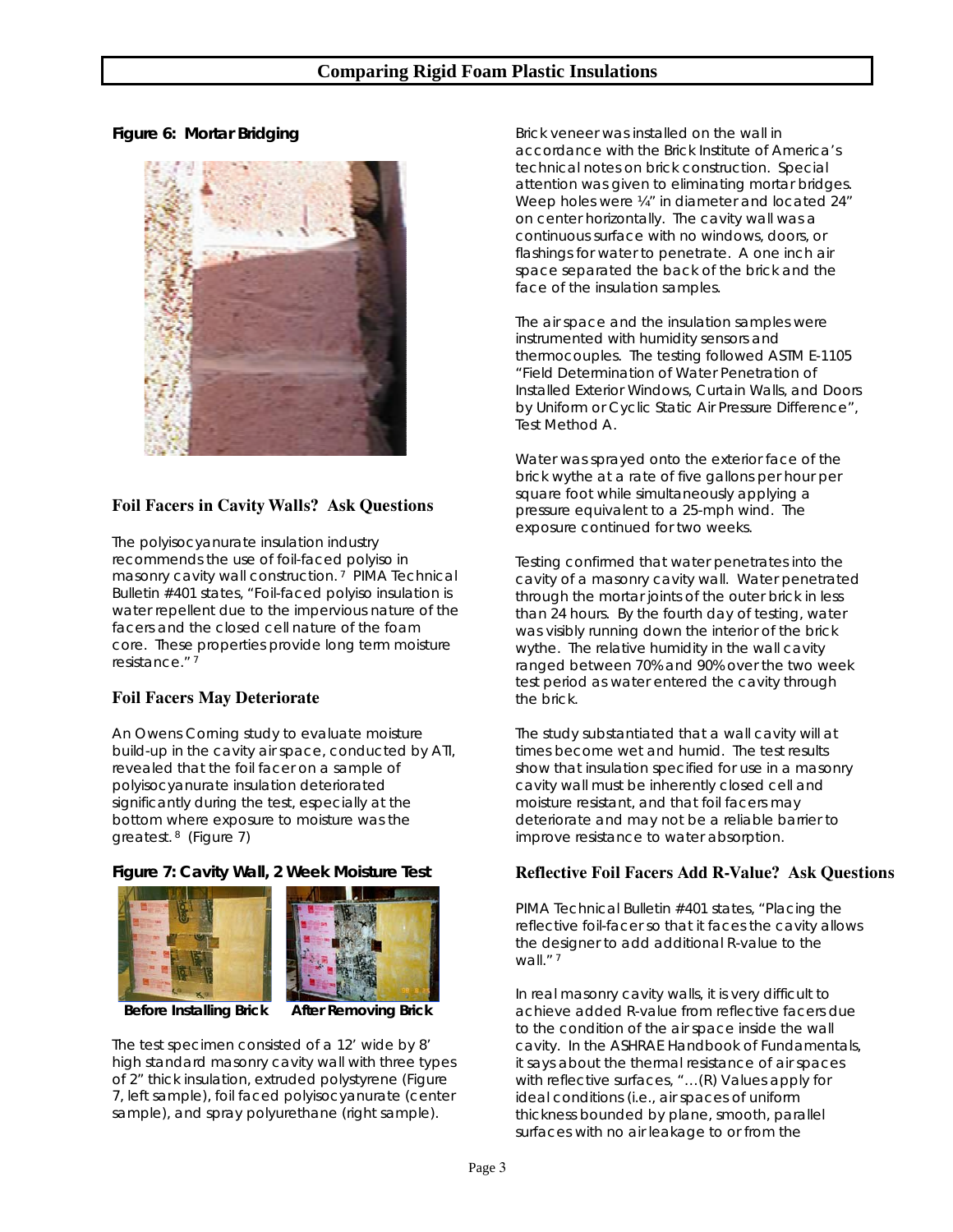**Figure 6: Mortar Bridging**

## Foil Facers in Cavity Walls? Ask Questions

The polyisocyanurate insulation industry recommends the use of foil-faced polyiso in masonry cavity wall construction. [7] PIMA Technical Bulletin #401 states, "Foil-faced polyiso insulation is water repellent due to the impervious nature of the facers and the closed cell nature of the foam core. These properties provide long term moisture resistance." [7]

## Foil Facers May Deteriorate

An Owens Corning study to evaluate moisture build-up in the cavity air space, conducted by ATI, revealed that the foil facer on a sample of polyisocyanurate insulation deteriorated significantly during the test, especially at the bottom where exposure to moisture was the greatest. [8] (Figure 7)

**Figure 7: Cavity Wall, 2 Week Moisture Test**

**Before Installing Brick** **After Removing Brick**

The test specimen consisted of a 12' wide by 8' high standard masonry cavity wall with three types of 2" thick insulation, extruded polystyrene (Figure 7, left sample), foil faced polyisocyanurate (center sample), and spray polyurethane (right sample).

Brick veneer was installed on the wall in accordance with the Brick Institute of America's technical notes on brick construction. Special attention was given to eliminating mortar bridges. Weep holes were ¼" in diameter and located 24" on center horizontally. The cavity wall was a continuous surface with no windows, doors, or flashings for water to penetrate. A one inch air space separated the back of the brick and the face of the insulation samples.

The air space and the insulation samples were instrumented with humidity sensors and thermocouples. The testing followed ASTM E-1105 "Field Determination of Water Penetration of Installed Exterior Windows, Curtain Walls, and Doors by Uniform or Cyclic Static Air Pressure Difference", Test Method A.

Water was sprayed onto the exterior face of the brick wythe at a rate of five gallons per hour per square foot while simultaneously applying a pressure equivalent to a 25-mph wind. The exposure continued for two weeks.

Testing confirmed that water penetrates into the cavity of a masonry cavity wall. Water penetrated through the mortar joints of the outer brick in less than 24 hours. By the fourth day of testing, water was visibly running down the interior of the brick wythe. The relative humidity in the wall cavity ranged between 70% and 90% over the two week test period as water entered the cavity through the brick.

The study substantiated that a wall cavity will at times become wet and humid. The test results show that insulation specified for use in a masonry cavity wall must be inherently closed cell and moisture resistant, and that foil facers may deteriorate and may not be a reliable barrier to improve resistance to water absorption.

## Reflective Foil Facers Add R-Value? Ask Questions

PIMA Technical Bulletin #401 states, "Placing the reflective foil-facer so that it faces the cavity allows the designer to add additional R-value to the wall." [7]

In real masonry cavity walls, it is very difficult to achieve added R-value from reflective facers due to the condition of the air space inside the wall cavity. In the ASHRAE Handbook of Fundamentals, it says about the thermal resistance of air spaces with reflective surfaces, "…(R) Values apply for ideal conditions (i.e., air spaces of uniform thickness bounded by plane, smooth, parallel surfaces with no air leakage to or from the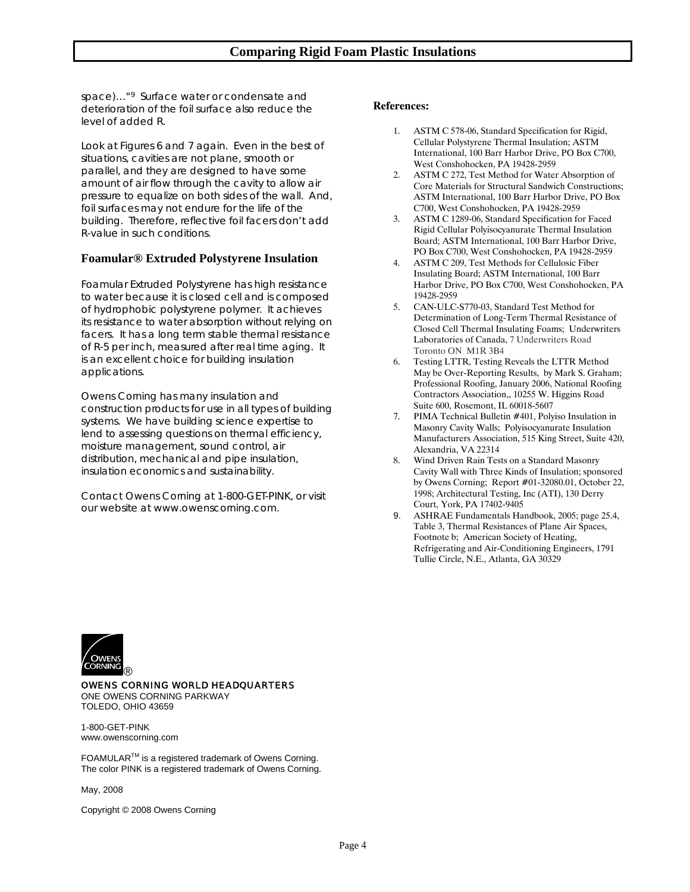space)…"[9] Surface water or condensate and deterioration of the foil surface also reduce the level of added R.

Look at Figures 6 and 7 again. Even in the best of situations, cavities are not plane, smooth or parallel, and they are designed to have some amount of air flow through the cavity to allow air pressure to equalize on both sides of the wall. And, foil surfaces may not endure for the life of the building. Therefore, reflective foil facers don't add R-value in such conditions.

## Foamular® Extruded Polystyrene Insulation

Foamular Extruded Polystyrene has high resistance to water because it is closed cell and is composed of hydrophobic polystyrene polymer. It achieves its resistance to water absorption without relying on facers. It has a long term stable thermal resistance of R-5 per inch, measured after real time aging. It is an excellent choice for building insulation applications.

Owens Corning has many insulation and construction products for use in all types of building systems. We have building science expertise to lend to assessing questions on thermal efficiency, moisture management, sound control, air distribution, mechanical and pipe insulation, insulation economics and sustainability.

Contact Owens Corning at 1-800-GET-PINK, or visit our website at www.owenscorning.com.

**References:**

1. ASTM C 578-06, Standard Specification for Rigid, Cellular Polystyrene Thermal Insulation; ASTM International, 100 Barr Harbor Drive, PO Box C700, West Conshohocken, PA 19428-2959
2. ASTM C 272, Test Method for Water Absorption of Core Materials for Structural Sandwich Constructions; ASTM International, 100 Barr Harbor Drive, PO Box C700, West Conshohocken, PA 19428-2959
3. ASTM C 1289-06, Standard Specification for Faced Rigid Cellular Polyisocyanurate Thermal Insulation Board; ASTM International, 100 Barr Harbor Drive, PO Box C700, West Conshohocken, PA 19428-2959
4. ASTM C 209, Test Methods for Cellulosic Fiber Insulating Board; ASTM International, 100 Barr Harbor Drive, PO Box C700, West Conshohocken, PA 19428-2959
5. CAN-ULC-S770-03, Standard Test Method for Determination of Long-Term Thermal Resistance of Closed Cell Thermal Insulating Foams; Underwriters Laboratories of Canada, 7 Underwriters Road Toronto ON M1R 3B4
6. Testing LTTR, Testing Reveals the LTTR Method May be Over-Reporting Results, by Mark S. Graham; Professional Roofing, January 2006, National Roofing Contractors Association,, 10255 W. Higgins Road Suite 600, Rosemont, IL 60018-5607
7. PIMA Technical Bulletin #401, Polyiso Insulation in Masonry Cavity Walls; Polyisocyanurate Insulation Manufacturers Association, 515 King Street, Suite 420, Alexandria, VA 22314
8. Wind Driven Rain Tests on a Standard Masonry Cavity Wall with Three Kinds of Insulation; sponsored by Owens Corning; Report #01-32080.01, October 22, 1998; Architectural Testing, Inc (ATI), 130 Derry Court, York, PA 17402-9405
9. ASHRAE Fundamentals Handbook, 2005; page 25.4, Table 3, Thermal Resistances of Plane Air Spaces, Footnote b; American Society of Heating, Refrigerating and Air-Conditioning Engineers, 1791 Tullie Circle, N.E., Atlanta, GA 30329

OWENS CORNING®

OWENS CORNING WORLD HEADQUARTERS
ONE OWENS CORNING PARKWAY
TOLEDO, OHIO 43659

1-800-GET-PINK
www.owenscorning.com

FOAMULAR™ is a registered trademark of Owens Corning.
The color PINK is a registered trademark of Owens Corning.

May, 2008

Copyright © 2008 Owens Corning